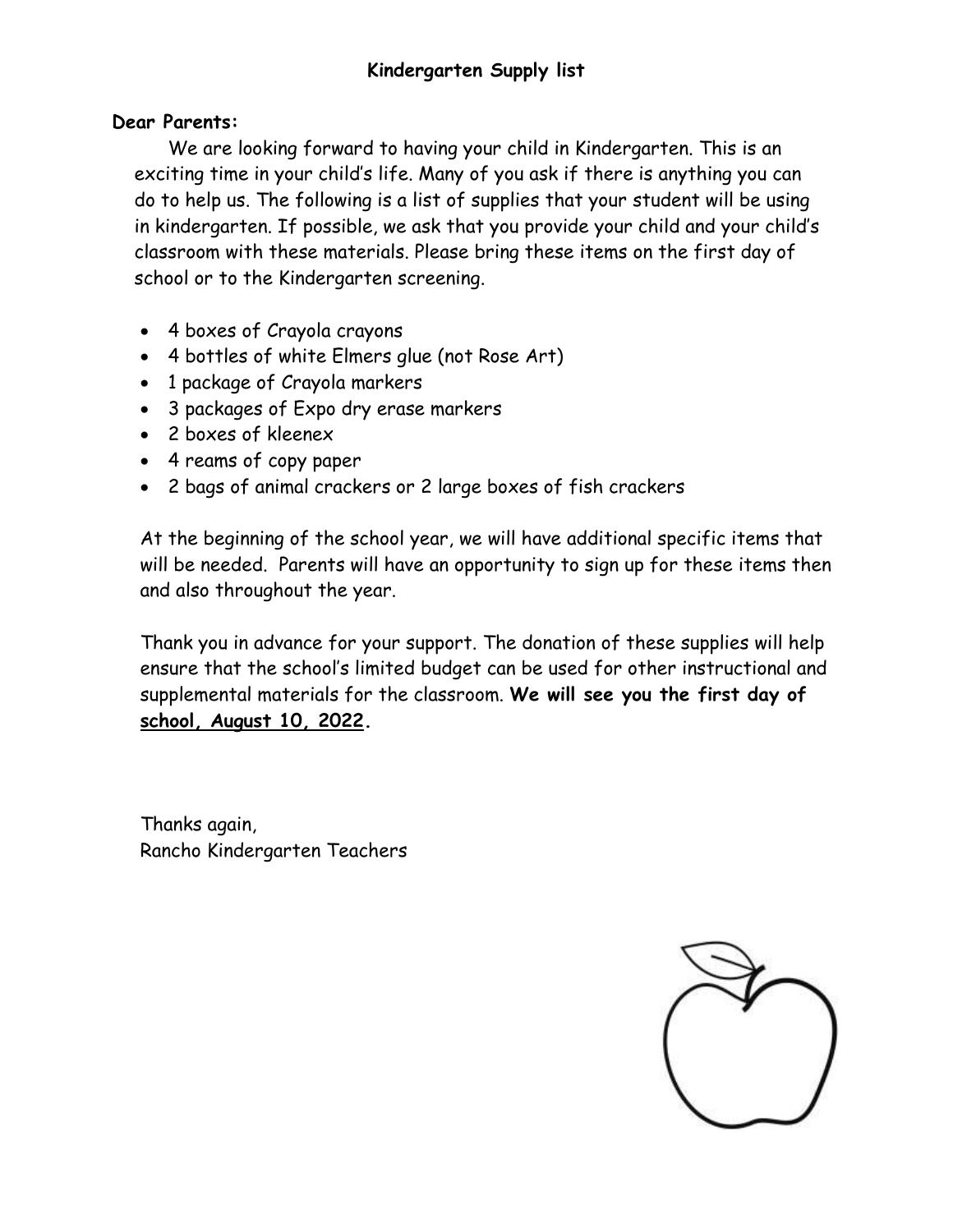# Kindergarten Supply list

**Dear Parents:**

We are looking forward to having your child in Kindergarten. This is an exciting time in your child's life. Many of you ask if there is anything you can do to help us. The following is a list of supplies that your student will be using in kindergarten. If possible, we ask that you provide your child and your child's classroom with these materials. Please bring these items on the first day of school or to the Kindergarten screening.

- 4 boxes of Crayola crayons
- 4 bottles of white Elmers glue (not Rose Art)
- 1 package of Crayola markers
- 3 packages of Expo dry erase markers
- 2 boxes of kleenex
- 4 reams of copy paper
- 2 bags of animal crackers or 2 large boxes of fish crackers

At the beginning of the school year, we will have additional specific items that will be needed. Parents will have an opportunity to sign up for these items then and also throughout the year.

Thank you in advance for your support. The donation of these supplies will help ensure that the school's limited budget can be used for other instructional and supplemental materials for the classroom. **We will see you the first day of <u>school, August 10, 2022</u>.**

Thanks again,
Rancho Kindergarten Teachers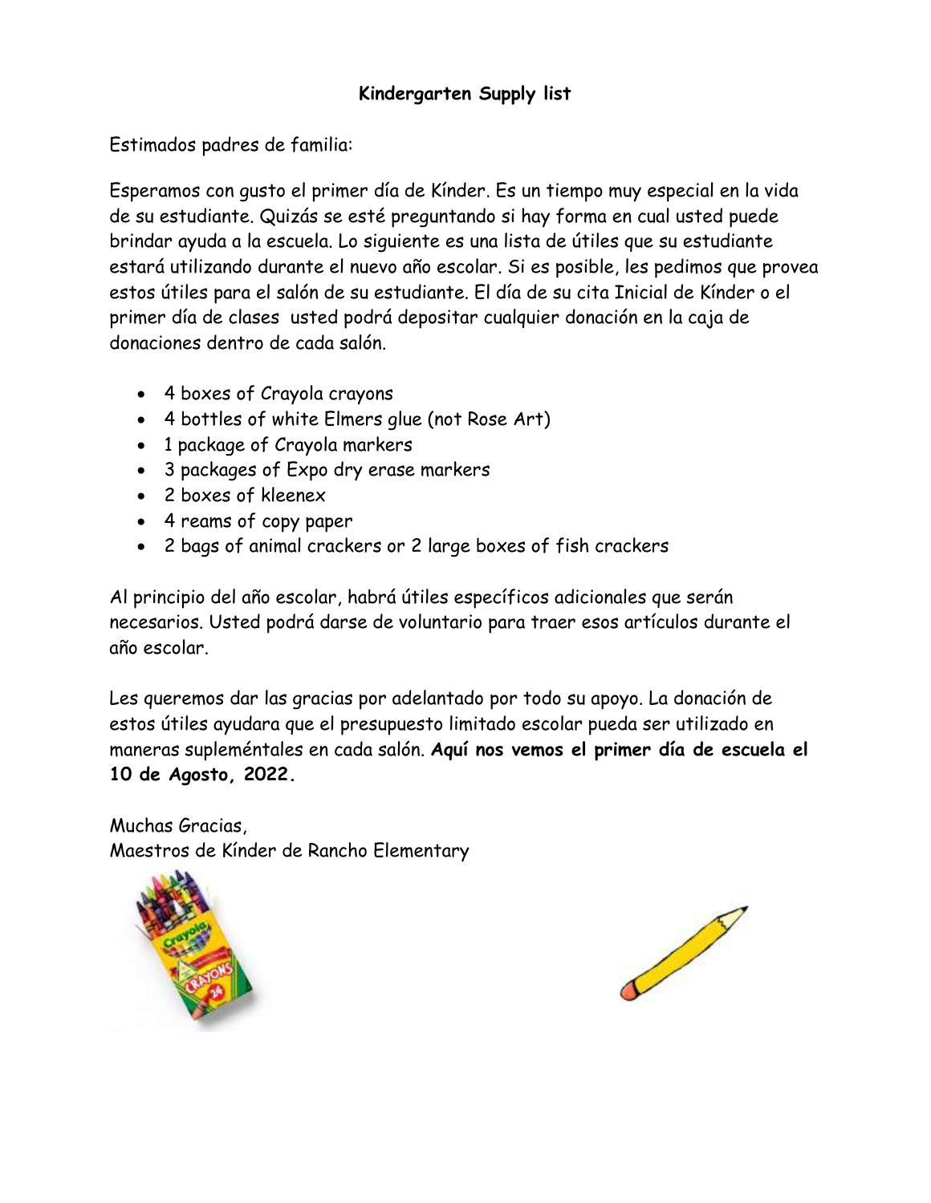**Kindergarten Supply list**

Estimados padres de familia:

Esperamos con gusto el primer día de Kínder. Es un tiempo muy especial en la vida de su estudiante. Quizás se esté preguntando si hay forma en cual usted puede brindar ayuda a la escuela. Lo siguiente es una lista de útiles que su estudiante estará utilizando durante el nuevo año escolar. Si es posible, les pedimos que provea estos útiles para el salón de su estudiante. El día de su cita Inicial de Kínder o el primer día de clases usted podrá depositar cualquier donación en la caja de donaciones dentro de cada salón.

- 4 boxes of Crayola crayons
- 4 bottles of white Elmers glue (not Rose Art)
- 1 package of Crayola markers
- 3 packages of Expo dry erase markers
- 2 boxes of kleenex
- 4 reams of copy paper
- 2 bags of animal crackers or 2 large boxes of fish crackers

Al principio del año escolar, habrá útiles específicos adicionales que serán necesarios. Usted podrá darse de voluntario para traer esos artículos durante el año escolar.

Les queremos dar las gracias por adelantado por todo su apoyo. La donación de estos útiles ayudara que el presupuesto limitado escolar pueda ser utilizado en maneras supleméntales en cada salón. **Aquí nos vemos el primer día de escuela el 10 de Agosto, 2022.**

Muchas Gracias,
Maestros de Kínder de Rancho Elementary